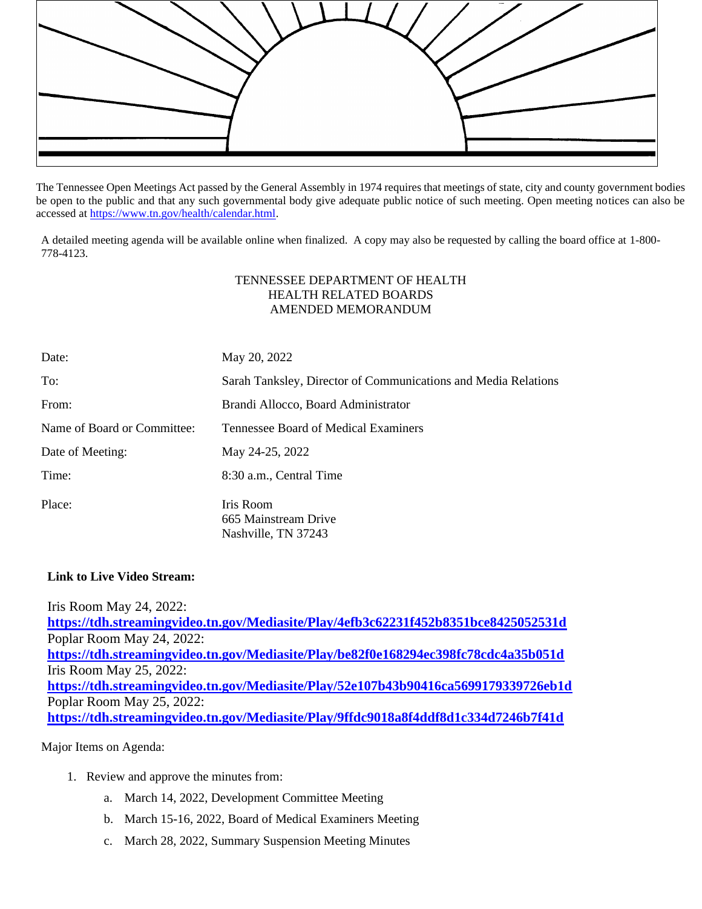The Tennessee Open Meetings Act passed by the General Assembly in 1974 requires that meetings of state, city and county government bodies be open to the public and that any such governmental body give adequate public notice of such meeting. Open meeting notices can also be accessed at [https://www.tn.gov/health/calendar.html](https://www.tn.gov/health/calendar.html).

A detailed meeting agenda will be available online when finalized. A copy may also be requested by calling the board office at 1-800-778-4123.

TENNESSEE DEPARTMENT OF HEALTH
HEALTH RELATED BOARDS
AMENDED MEMORANDUM

| | |
|---|---|
| Date: | May 20, 2022 |
| To: | Sarah Tanksley, Director of Communications and Media Relations |
| From: | Brandi Allocco, Board Administrator |
| Name of Board or Committee: | Tennessee Board of Medical Examiners |
| Date of Meeting: | May 24-25, 2022 |
| Time: | 8:30 a.m., Central Time |
| Place: | Iris Room<br>665 Mainstream Drive<br>Nashville, TN 37243 |

**Link to Live Video Stream:**

Iris Room May 24, 2022:
**[https://tdh.streamingvideo.tn.gov/Mediasite/Play/4efb3c62231f452b8351bce8425052531d](https://tdh.streamingvideo.tn.gov/Mediasite/Play/4efb3c62231f452b8351bce8425052531d)**
Poplar Room May 24, 2022:
**[https://tdh.streamingvideo.tn.gov/Mediasite/Play/be82f0e168294ec398fc78cdc4a35b051d](https://tdh.streamingvideo.tn.gov/Mediasite/Play/be82f0e168294ec398fc78cdc4a35b051d)**
Iris Room May 25, 2022:
**[https://tdh.streamingvideo.tn.gov/Mediasite/Play/52e107b43b90416ca5699179339726eb1d](https://tdh.streamingvideo.tn.gov/Mediasite/Play/52e107b43b90416ca5699179339726eb1d)**
Poplar Room May 25, 2022:
**[https://tdh.streamingvideo.tn.gov/Mediasite/Play/9ffdc9018a8f4ddf8d1c334d7246b7f41d](https://tdh.streamingvideo.tn.gov/Mediasite/Play/9ffdc9018a8f4ddf8d1c334d7246b7f41d)**

Major Items on Agenda:

1. Review and approve the minutes from:
   a. March 14, 2022, Development Committee Meeting
   b. March 15-16, 2022, Board of Medical Examiners Meeting
   c. March 28, 2022, Summary Suspension Meeting Minutes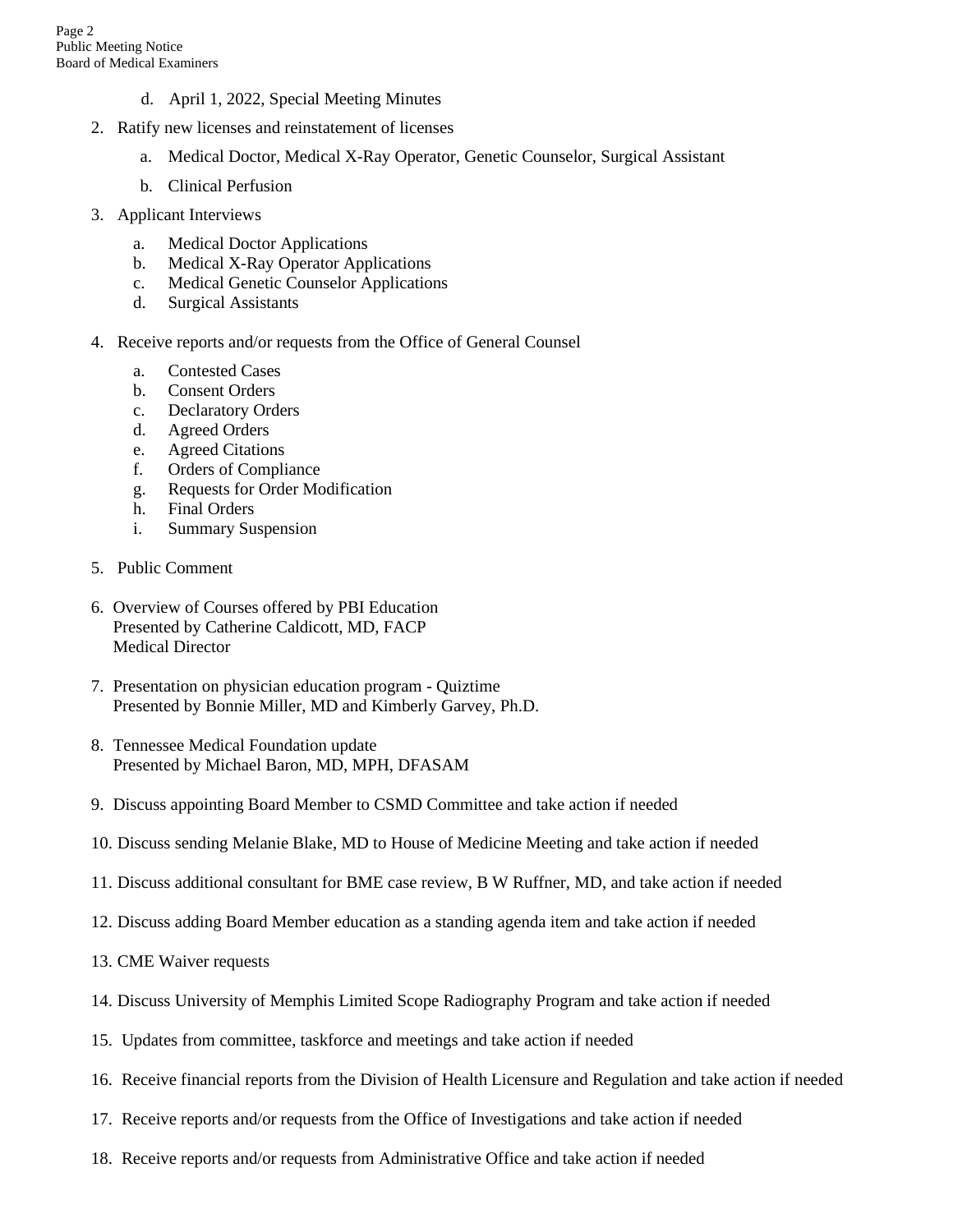d. April 1, 2022, Special Meeting Minutes

2. Ratify new licenses and reinstatement of licenses

   a. Medical Doctor, Medical X-Ray Operator, Genetic Counselor, Surgical Assistant

   b. Clinical Perfusion

3. Applicant Interviews

   a. Medical Doctor Applications
   b. Medical X-Ray Operator Applications
   c. Medical Genetic Counselor Applications
   d. Surgical Assistants

4. Receive reports and/or requests from the Office of General Counsel

   a. Contested Cases
   b. Consent Orders
   c. Declaratory Orders
   d. Agreed Orders
   e. Agreed Citations
   f. Orders of Compliance
   g. Requests for Order Modification
   h. Final Orders
   i. Summary Suspension

5. Public Comment

6. Overview of Courses offered by PBI Education
   Presented by Catherine Caldicott, MD, FACP
   Medical Director

7. Presentation on physician education program - Quiztime
   Presented by Bonnie Miller, MD and Kimberly Garvey, Ph.D.

8. Tennessee Medical Foundation update
   Presented by Michael Baron, MD, MPH, DFASAM

9. Discuss appointing Board Member to CSMD Committee and take action if needed

10. Discuss sending Melanie Blake, MD to House of Medicine Meeting and take action if needed

11. Discuss additional consultant for BME case review, B W Ruffner, MD, and take action if needed

12. Discuss adding Board Member education as a standing agenda item and take action if needed

13. CME Waiver requests

14. Discuss University of Memphis Limited Scope Radiography Program and take action if needed

15. Updates from committee, taskforce and meetings and take action if needed

16. Receive financial reports from the Division of Health Licensure and Regulation and take action if needed

17. Receive reports and/or requests from the Office of Investigations and take action if needed

18. Receive reports and/or requests from Administrative Office and take action if needed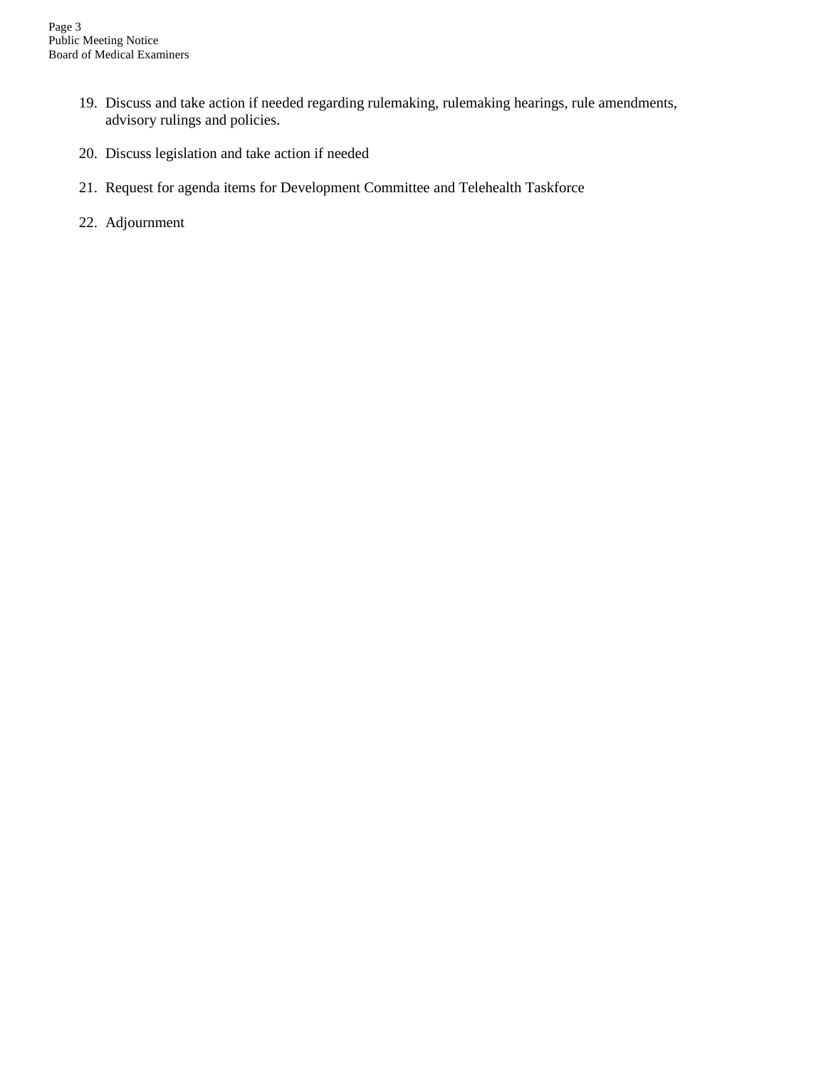19. Discuss and take action if needed regarding rulemaking, rulemaking hearings, rule amendments, advisory rulings and policies.

20. Discuss legislation and take action if needed

21. Request for agenda items for Development Committee and Telehealth Taskforce

22. Adjournment